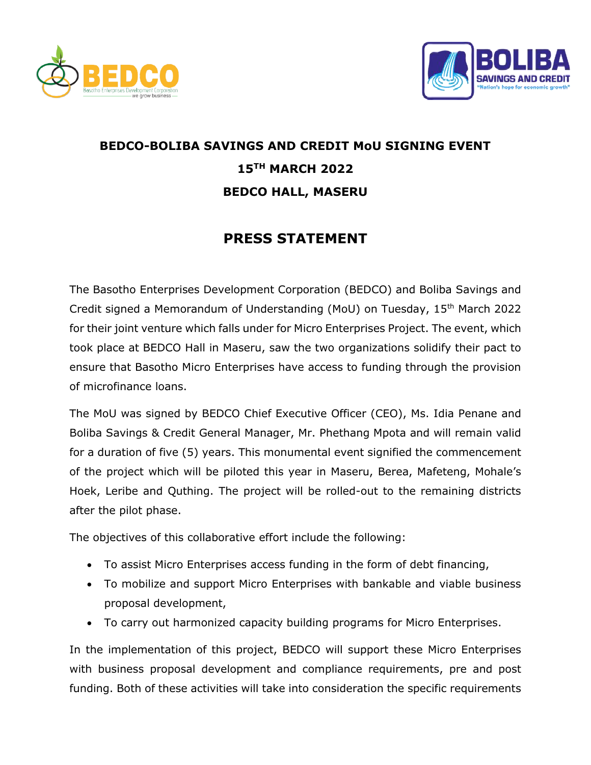**BEDCO-BOLIBA SAVINGS AND CREDIT MoU SIGNING EVENT**

**15TH MARCH 2022**

**BEDCO HALL, MASERU**

# PRESS STATEMENT

The Basotho Enterprises Development Corporation (BEDCO) and Boliba Savings and Credit signed a Memorandum of Understanding (MoU) on Tuesday, 15th March 2022 for their joint venture which falls under for Micro Enterprises Project. The event, which took place at BEDCO Hall in Maseru, saw the two organizations solidify their pact to ensure that Basotho Micro Enterprises have access to funding through the provision of microfinance loans.

The MoU was signed by BEDCO Chief Executive Officer (CEO), Ms. Idia Penane and Boliba Savings & Credit General Manager, Mr. Phethang Mpota and will remain valid for a duration of five (5) years. This monumental event signified the commencement of the project which will be piloted this year in Maseru, Berea, Mafeteng, Mohale's Hoek, Leribe and Quthing. The project will be rolled-out to the remaining districts after the pilot phase.

The objectives of this collaborative effort include the following:

- To assist Micro Enterprises access funding in the form of debt financing,
- To mobilize and support Micro Enterprises with bankable and viable business proposal development,
- To carry out harmonized capacity building programs for Micro Enterprises.

In the implementation of this project, BEDCO will support these Micro Enterprises with business proposal development and compliance requirements, pre and post funding. Both of these activities will take into consideration the specific requirements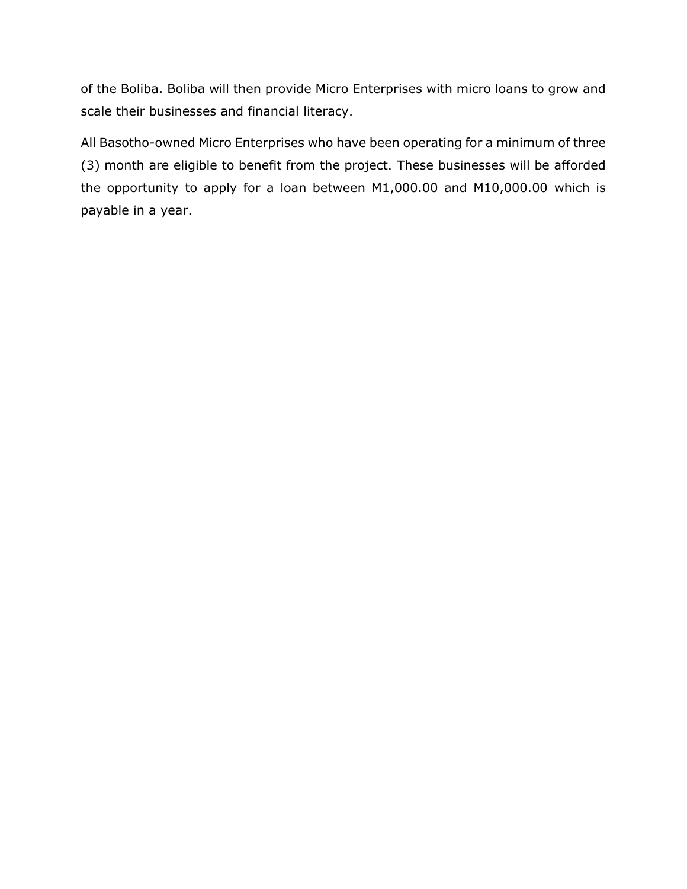of the Boliba. Boliba will then provide Micro Enterprises with micro loans to grow and scale their businesses and financial literacy.

All Basotho-owned Micro Enterprises who have been operating for a minimum of three (3) month are eligible to benefit from the project. These businesses will be afforded the opportunity to apply for a loan between M1,000.00 and M10,000.00 which is payable in a year.